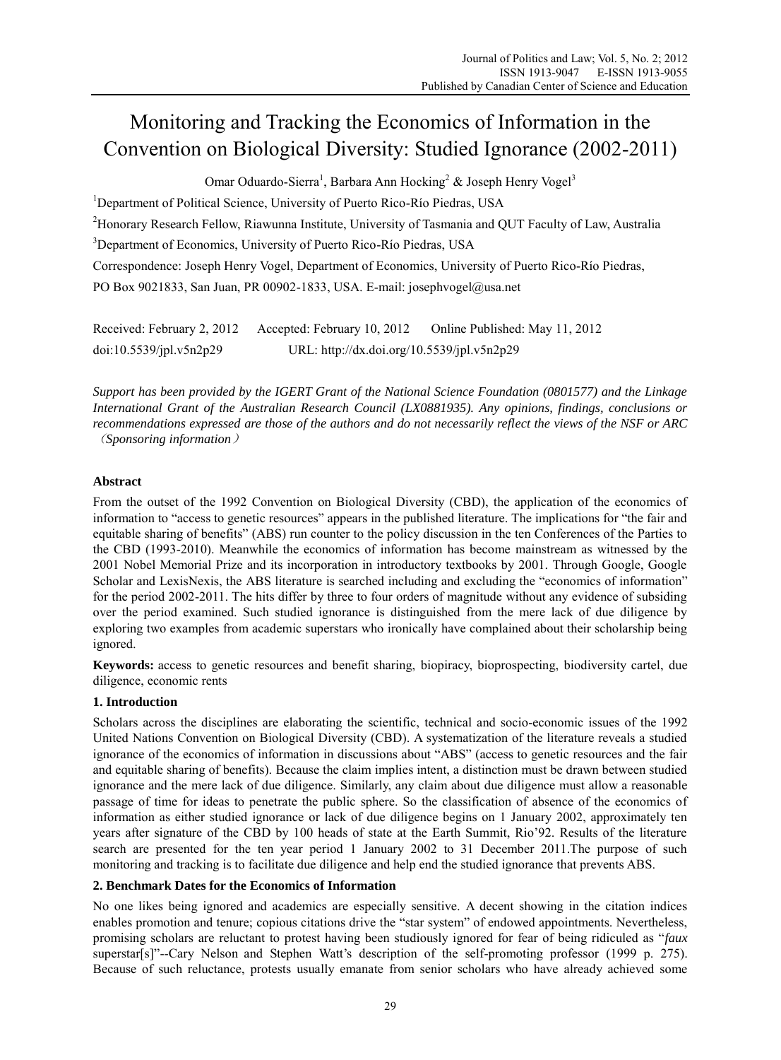# Monitoring and Tracking the Economics of Information in the Convention on Biological Diversity: Studied Ignorance (2002-2011)

Omar Oduardo-Sierra[1], Barbara Ann Hocking[2] & Joseph Henry Vogel[3]

[1]Department of Political Science, University of Puerto Rico-Río Piedras, USA

[2]Honorary Research Fellow, Riawunna Institute, University of Tasmania and QUT Faculty of Law, Australia

[3]Department of Economics, University of Puerto Rico-Río Piedras, USA

Correspondence: Joseph Henry Vogel, Department of Economics, University of Puerto Rico-Río Piedras, PO Box 9021833, San Juan, PR 00902-1833, USA. E-mail: josephvogel@usa.net

Received: February 2, 2012 Accepted: February 10, 2012 Online Published: May 11, 2012

doi:10.5539/jpl.v5n2p29 URL: http://dx.doi.org/10.5539/jpl.v5n2p29

*Support has been provided by the IGERT Grant of the National Science Foundation (0801577) and the Linkage International Grant of the Australian Research Council (LX0881935). Any opinions, findings, conclusions or recommendations expressed are those of the authors and do not necessarily reflect the views of the NSF or ARC（Sponsoring information）*

## Abstract

From the outset of the 1992 Convention on Biological Diversity (CBD), the application of the economics of information to "access to genetic resources" appears in the published literature. The implications for "the fair and equitable sharing of benefits" (ABS) run counter to the policy discussion in the ten Conferences of the Parties to the CBD (1993-2010). Meanwhile the economics of information has become mainstream as witnessed by the 2001 Nobel Memorial Prize and its incorporation in introductory textbooks by 2001. Through Google, Google Scholar and LexisNexis, the ABS literature is searched including and excluding the "economics of information" for the period 2002-2011. The hits differ by three to four orders of magnitude without any evidence of subsiding over the period examined. Such studied ignorance is distinguished from the mere lack of due diligence by exploring two examples from academic superstars who ironically have complained about their scholarship being ignored.

**Keywords:** access to genetic resources and benefit sharing, biopiracy, bioprospecting, biodiversity cartel, due diligence, economic rents

## 1. Introduction

Scholars across the disciplines are elaborating the scientific, technical and socio-economic issues of the 1992 United Nations Convention on Biological Diversity (CBD). A systematization of the literature reveals a studied ignorance of the economics of information in discussions about "ABS" (access to genetic resources and the fair and equitable sharing of benefits). Because the claim implies intent, a distinction must be drawn between studied ignorance and the mere lack of due diligence. Similarly, any claim about due diligence must allow a reasonable passage of time for ideas to penetrate the public sphere. So the classification of absence of the economics of information as either studied ignorance or lack of due diligence begins on 1 January 2002, approximately ten years after signature of the CBD by 100 heads of state at the Earth Summit, Rio'92. Results of the literature search are presented for the ten year period 1 January 2002 to 31 December 2011.The purpose of such monitoring and tracking is to facilitate due diligence and help end the studied ignorance that prevents ABS.

## 2. Benchmark Dates for the Economics of Information

No one likes being ignored and academics are especially sensitive. A decent showing in the citation indices enables promotion and tenure; copious citations drive the "star system" of endowed appointments. Nevertheless, promising scholars are reluctant to protest having been studiously ignored for fear of being ridiculed as "*faux* superstar[s]"--Cary Nelson and Stephen Watt's description of the self-promoting professor (1999 p. 275). Because of such reluctance, protests usually emanate from senior scholars who have already achieved some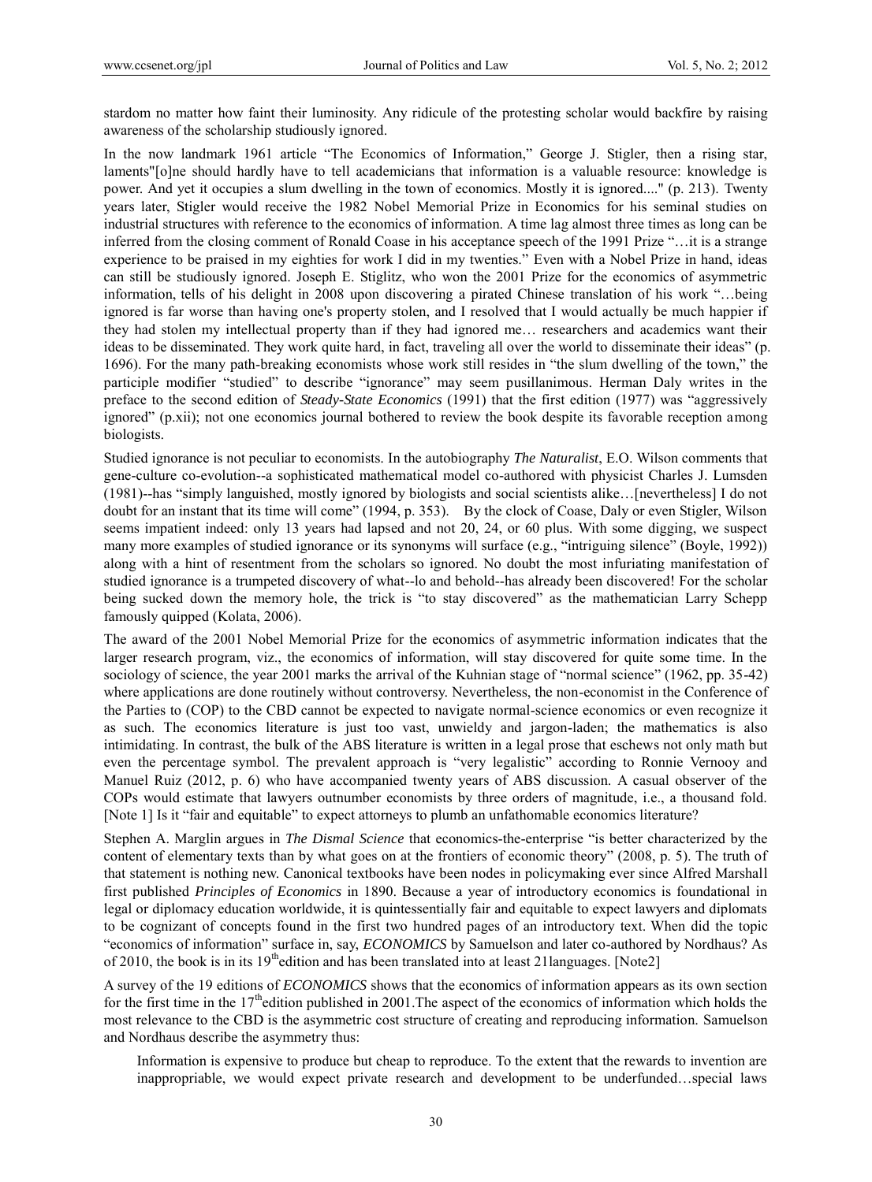stardom no matter how faint their luminosity. Any ridicule of the protesting scholar would backfire by raising awareness of the scholarship studiously ignored.

In the now landmark 1961 article "The Economics of Information," George J. Stigler, then a rising star, laments"[o]ne should hardly have to tell academicians that information is a valuable resource: knowledge is power. And yet it occupies a slum dwelling in the town of economics. Mostly it is ignored...." (p. 213). Twenty years later, Stigler would receive the 1982 Nobel Memorial Prize in Economics for his seminal studies on industrial structures with reference to the economics of information. A time lag almost three times as long can be inferred from the closing comment of Ronald Coase in his acceptance speech of the 1991 Prize "…it is a strange experience to be praised in my eighties for work I did in my twenties." Even with a Nobel Prize in hand, ideas can still be studiously ignored. Joseph E. Stiglitz, who won the 2001 Prize for the economics of asymmetric information, tells of his delight in 2008 upon discovering a pirated Chinese translation of his work "…being ignored is far worse than having one's property stolen, and I resolved that I would actually be much happier if they had stolen my intellectual property than if they had ignored me… researchers and academics want their ideas to be disseminated. They work quite hard, in fact, traveling all over the world to disseminate their ideas" (p. 1696). For the many path-breaking economists whose work still resides in "the slum dwelling of the town," the participle modifier "studied" to describe "ignorance" may seem pusillanimous. Herman Daly writes in the preface to the second edition of *Steady-State Economics* (1991) that the first edition (1977) was "aggressively ignored" (p.xii); not one economics journal bothered to review the book despite its favorable reception among biologists.

Studied ignorance is not peculiar to economists. In the autobiography *The Naturalist*, E.O. Wilson comments that gene-culture co-evolution--a sophisticated mathematical model co-authored with physicist Charles J. Lumsden (1981)--has "simply languished, mostly ignored by biologists and social scientists alike…[nevertheless] I do not doubt for an instant that its time will come" (1994, p. 353). By the clock of Coase, Daly or even Stigler, Wilson seems impatient indeed: only 13 years had lapsed and not 20, 24, or 60 plus. With some digging, we suspect many more examples of studied ignorance or its synonyms will surface (e.g., "intriguing silence" (Boyle, 1992)) along with a hint of resentment from the scholars so ignored. No doubt the most infuriating manifestation of studied ignorance is a trumpeted discovery of what--lo and behold--has already been discovered! For the scholar being sucked down the memory hole, the trick is "to stay discovered" as the mathematician Larry Schepp famously quipped (Kolata, 2006).

The award of the 2001 Nobel Memorial Prize for the economics of asymmetric information indicates that the larger research program, viz., the economics of information, will stay discovered for quite some time. In the sociology of science, the year 2001 marks the arrival of the Kuhnian stage of "normal science" (1962, pp. 35-42) where applications are done routinely without controversy. Nevertheless, the non-economist in the Conference of the Parties to (COP) to the CBD cannot be expected to navigate normal-science economics or even recognize it as such. The economics literature is just too vast, unwieldy and jargon-laden; the mathematics is also intimidating. In contrast, the bulk of the ABS literature is written in a legal prose that eschews not only math but even the percentage symbol. The prevalent approach is "very legalistic" according to Ronnie Vernooy and Manuel Ruiz (2012, p. 6) who have accompanied twenty years of ABS discussion. A casual observer of the COPs would estimate that lawyers outnumber economists by three orders of magnitude, i.e., a thousand fold. [Note 1] Is it "fair and equitable" to expect attorneys to plumb an unfathomable economics literature?

Stephen A. Marglin argues in *The Dismal Science* that economics-the-enterprise "is better characterized by the content of elementary texts than by what goes on at the frontiers of economic theory" (2008, p. 5). The truth of that statement is nothing new. Canonical textbooks have been nodes in policymaking ever since Alfred Marshall first published *Principles of Economics* in 1890. Because a year of introductory economics is foundational in legal or diplomacy education worldwide, it is quintessentially fair and equitable to expect lawyers and diplomats to be cognizant of concepts found in the first two hundred pages of an introductory text. When did the topic "economics of information" surface in, say, *ECONOMICS* by Samuelson and later co-authored by Nordhaus? As of 2010, the book is in its 19th edition and has been translated into at least 21languages. [Note2]

A survey of the 19 editions of *ECONOMICS* shows that the economics of information appears as its own section for the first time in the 17th edition published in 2001.The aspect of the economics of information which holds the most relevance to the CBD is the asymmetric cost structure of creating and reproducing information. Samuelson and Nordhaus describe the asymmetry thus:

> Information is expensive to produce but cheap to reproduce. To the extent that the rewards to invention are inappropriable, we would expect private research and development to be underfunded…special laws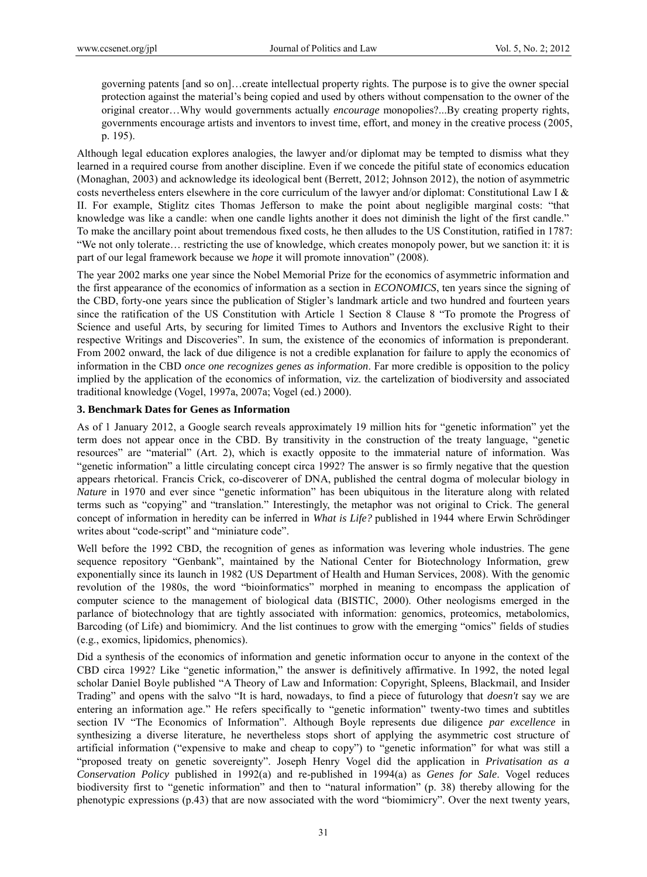governing patents [and so on]…create intellectual property rights. The purpose is to give the owner special protection against the material's being copied and used by others without compensation to the owner of the original creator…Why would governments actually *encourage* monopolies?...By creating property rights, governments encourage artists and inventors to invest time, effort, and money in the creative process (2005, p. 195).

Although legal education explores analogies, the lawyer and/or diplomat may be tempted to dismiss what they learned in a required course from another discipline. Even if we concede the pitiful state of economics education (Monaghan, 2003) and acknowledge its ideological bent (Berrett, 2012; Johnson 2012), the notion of asymmetric costs nevertheless enters elsewhere in the core curriculum of the lawyer and/or diplomat: Constitutional Law I & II. For example, Stiglitz cites Thomas Jefferson to make the point about negligible marginal costs: "that knowledge was like a candle: when one candle lights another it does not diminish the light of the first candle." To make the ancillary point about tremendous fixed costs, he then alludes to the US Constitution, ratified in 1787: "We not only tolerate… restricting the use of knowledge, which creates monopoly power, but we sanction it: it is part of our legal framework because we *hope* it will promote innovation" (2008).

The year 2002 marks one year since the Nobel Memorial Prize for the economics of asymmetric information and the first appearance of the economics of information as a section in *ECONOMICS*, ten years since the signing of the CBD, forty-one years since the publication of Stigler's landmark article and two hundred and fourteen years since the ratification of the US Constitution with Article 1 Section 8 Clause 8 "To promote the Progress of Science and useful Arts, by securing for limited Times to Authors and Inventors the exclusive Right to their respective Writings and Discoveries". In sum, the existence of the economics of information is preponderant. From 2002 onward, the lack of due diligence is not a credible explanation for failure to apply the economics of information in the CBD *once one recognizes genes as information*. Far more credible is opposition to the policy implied by the application of the economics of information, viz. the cartelization of biodiversity and associated traditional knowledge (Vogel, 1997a, 2007a; Vogel (ed.) 2000).

### 3. Benchmark Dates for Genes as Information

As of 1 January 2012, a Google search reveals approximately 19 million hits for "genetic information" yet the term does not appear once in the CBD. By transitivity in the construction of the treaty language, "genetic resources" are "material" (Art. 2), which is exactly opposite to the immaterial nature of information. Was "genetic information" a little circulating concept circa 1992? The answer is so firmly negative that the question appears rhetorical. Francis Crick, co-discoverer of DNA, published the central dogma of molecular biology in *Nature* in 1970 and ever since "genetic information" has been ubiquitous in the literature along with related terms such as "copying" and "translation." Interestingly, the metaphor was not original to Crick. The general concept of information in heredity can be inferred in *What is Life?* published in 1944 where Erwin Schrödinger writes about "code-script" and "miniature code".

Well before the 1992 CBD, the recognition of genes as information was levering whole industries. The gene sequence repository "Genbank", maintained by the National Center for Biotechnology Information, grew exponentially since its launch in 1982 (US Department of Health and Human Services, 2008). With the genomic revolution of the 1980s, the word "bioinformatics" morphed in meaning to encompass the application of computer science to the management of biological data (BISTIC, 2000). Other neologisms emerged in the parlance of biotechnology that are tightly associated with information: genomics, proteomics, metabolomics, Barcoding (of Life) and biomimicry. And the list continues to grow with the emerging "omics" fields of studies (e.g., exomics, lipidomics, phenomics).

Did a synthesis of the economics of information and genetic information occur to anyone in the context of the CBD circa 1992? Like "genetic information," the answer is definitively affirmative. In 1992, the noted legal scholar Daniel Boyle published "A Theory of Law and Information: Copyright, Spleens, Blackmail, and Insider Trading" and opens with the salvo "It is hard, nowadays, to find a piece of futurology that *doesn't* say we are entering an information age." He refers specifically to "genetic information" twenty-two times and subtitles section IV "The Economics of Information". Although Boyle represents due diligence *par excellence* in synthesizing a diverse literature, he nevertheless stops short of applying the asymmetric cost structure of artificial information ("expensive to make and cheap to copy") to "genetic information" for what was still a "proposed treaty on genetic sovereignty". Joseph Henry Vogel did the application in *Privatisation as a Conservation Policy* published in 1992(a) and re-published in 1994(a) as *Genes for Sale*. Vogel reduces biodiversity first to "genetic information" and then to "natural information" (p. 38) thereby allowing for the phenotypic expressions (p.43) that are now associated with the word "biomimicry". Over the next twenty years,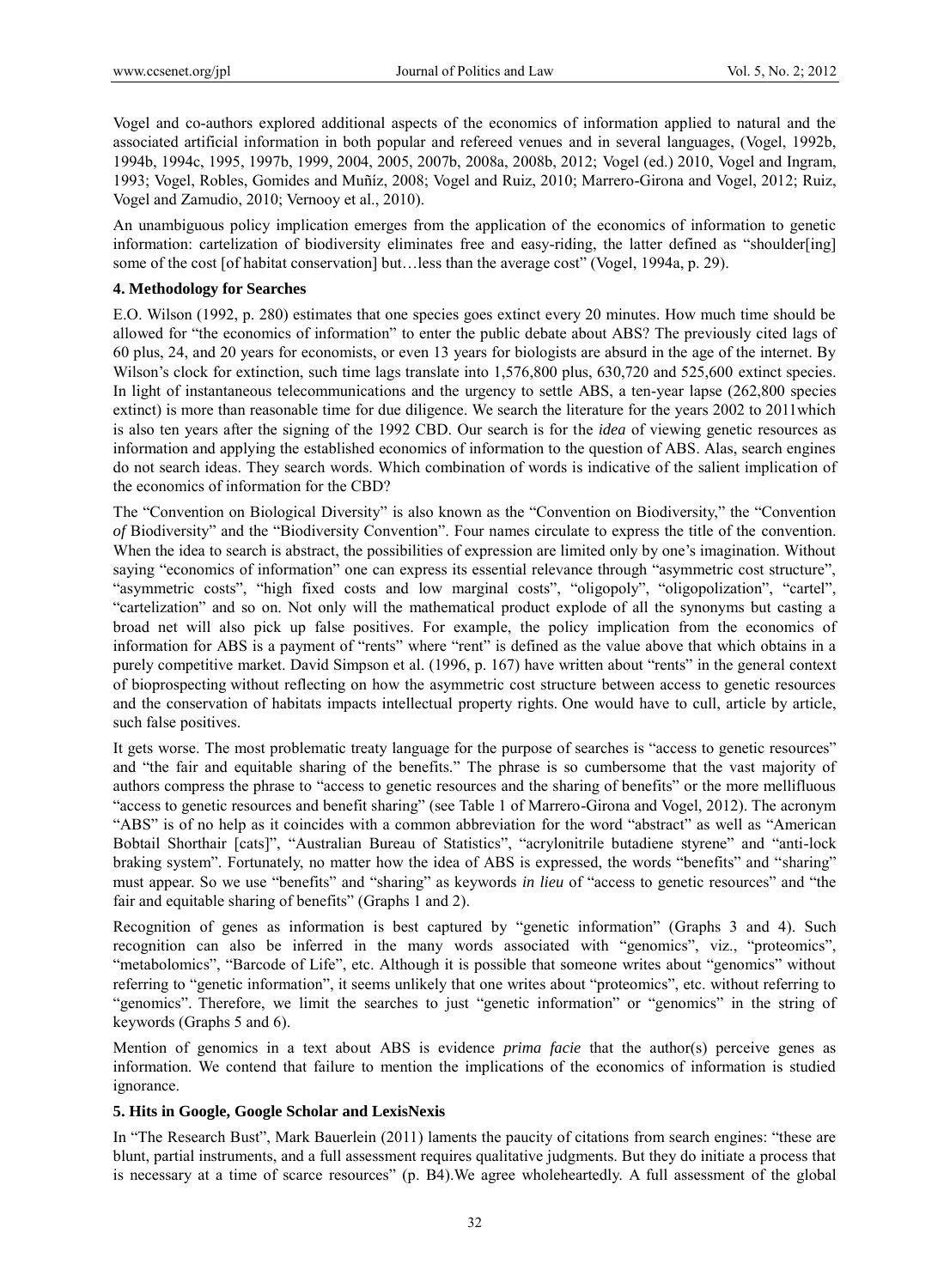Vogel and co-authors explored additional aspects of the economics of information applied to natural and the associated artificial information in both popular and refereed venues and in several languages, (Vogel, 1992b, 1994b, 1994c, 1995, 1997b, 1999, 2004, 2005, 2007b, 2008a, 2008b, 2012; Vogel (ed.) 2010, Vogel and Ingram, 1993; Vogel, Robles, Gomides and Muñíz, 2008; Vogel and Ruiz, 2010; Marrero-Girona and Vogel, 2012; Ruiz, Vogel and Zamudio, 2010; Vernooy et al., 2010).

An unambiguous policy implication emerges from the application of the economics of information to genetic information: cartelization of biodiversity eliminates free and easy-riding, the latter defined as "shoulder[ing] some of the cost [of habitat conservation] but…less than the average cost" (Vogel, 1994a, p. 29).

### 4. Methodology for Searches

E.O. Wilson (1992, p. 280) estimates that one species goes extinct every 20 minutes. How much time should be allowed for "the economics of information" to enter the public debate about ABS? The previously cited lags of 60 plus, 24, and 20 years for economists, or even 13 years for biologists are absurd in the age of the internet. By Wilson's clock for extinction, such time lags translate into 1,576,800 plus, 630,720 and 525,600 extinct species. In light of instantaneous telecommunications and the urgency to settle ABS, a ten-year lapse (262,800 species extinct) is more than reasonable time for due diligence. We search the literature for the years 2002 to 2011which is also ten years after the signing of the 1992 CBD. Our search is for the *idea* of viewing genetic resources as information and applying the established economics of information to the question of ABS. Alas, search engines do not search ideas. They search words. Which combination of words is indicative of the salient implication of the economics of information for the CBD?

The "Convention on Biological Diversity" is also known as the "Convention on Biodiversity," the "Convention *of* Biodiversity" and the "Biodiversity Convention". Four names circulate to express the title of the convention. When the idea to search is abstract, the possibilities of expression are limited only by one's imagination. Without saying "economics of information" one can express its essential relevance through "asymmetric cost structure", "asymmetric costs", "high fixed costs and low marginal costs", "oligopoly", "oligopolization", "cartel", "cartelization" and so on. Not only will the mathematical product explode of all the synonyms but casting a broad net will also pick up false positives. For example, the policy implication from the economics of information for ABS is a payment of "rents" where "rent" is defined as the value above that which obtains in a purely competitive market. David Simpson et al. (1996, p. 167) have written about "rents" in the general context of bioprospecting without reflecting on how the asymmetric cost structure between access to genetic resources and the conservation of habitats impacts intellectual property rights. One would have to cull, article by article, such false positives.

It gets worse. The most problematic treaty language for the purpose of searches is "access to genetic resources" and "the fair and equitable sharing of the benefits." The phrase is so cumbersome that the vast majority of authors compress the phrase to "access to genetic resources and the sharing of benefits" or the more mellifluous "access to genetic resources and benefit sharing" (see Table 1 of Marrero-Girona and Vogel, 2012). The acronym "ABS" is of no help as it coincides with a common abbreviation for the word "abstract" as well as "American Bobtail Shorthair [cats]", "Australian Bureau of Statistics", "acrylonitrile butadiene styrene" and "anti-lock braking system". Fortunately, no matter how the idea of ABS is expressed, the words "benefits" and "sharing" must appear. So we use "benefits" and "sharing" as keywords *in lieu* of "access to genetic resources" and "the fair and equitable sharing of benefits" (Graphs 1 and 2).

Recognition of genes as information is best captured by "genetic information" (Graphs 3 and 4). Such recognition can also be inferred in the many words associated with "genomics", viz., "proteomics", "metabolomics", "Barcode of Life", etc. Although it is possible that someone writes about "genomics" without referring to "genetic information", it seems unlikely that one writes about "proteomics", etc. without referring to "genomics". Therefore, we limit the searches to just "genetic information" or "genomics" in the string of keywords (Graphs 5 and 6).

Mention of genomics in a text about ABS is evidence *prima facie* that the author(s) perceive genes as information. We contend that failure to mention the implications of the economics of information is studied ignorance.

### 5. Hits in Google, Google Scholar and LexisNexis

In "The Research Bust", Mark Bauerlein (2011) laments the paucity of citations from search engines: "these are blunt, partial instruments, and a full assessment requires qualitative judgments. But they do initiate a process that is necessary at a time of scarce resources" (p. B4).We agree wholeheartedly. A full assessment of the global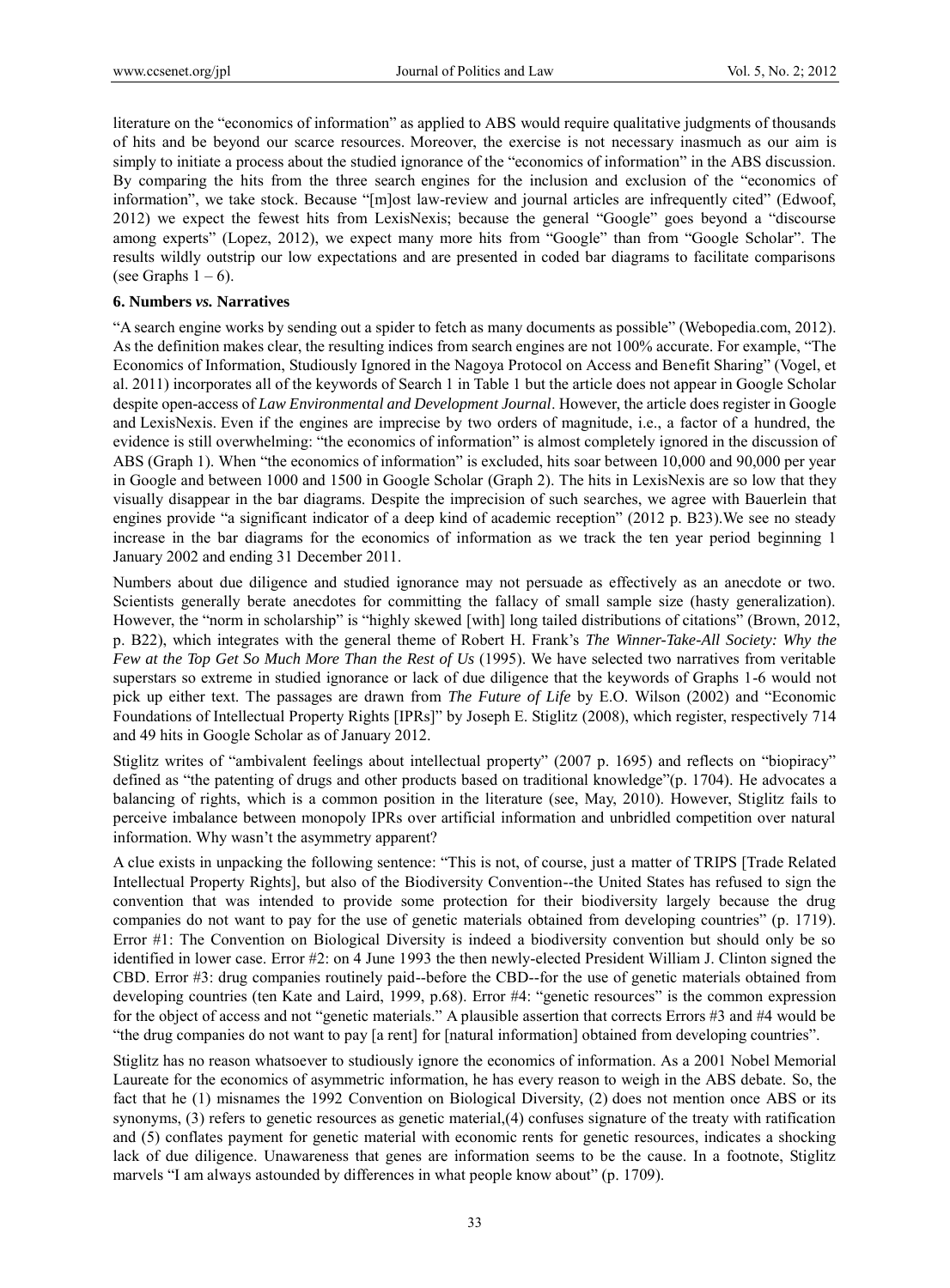literature on the "economics of information" as applied to ABS would require qualitative judgments of thousands of hits and be beyond our scarce resources. Moreover, the exercise is not necessary inasmuch as our aim is simply to initiate a process about the studied ignorance of the "economics of information" in the ABS discussion. By comparing the hits from the three search engines for the inclusion and exclusion of the "economics of information", we take stock. Because "[m]ost law-review and journal articles are infrequently cited" (Edwoof, 2012) we expect the fewest hits from LexisNexis; because the general "Google" goes beyond a "discourse among experts" (Lopez, 2012), we expect many more hits from "Google" than from "Google Scholar". The results wildly outstrip our low expectations and are presented in coded bar diagrams to facilitate comparisons (see Graphs 1 – 6).

## 6. Numbers *vs.* Narratives

"A search engine works by sending out a spider to fetch as many documents as possible" (Webopedia.com, 2012). As the definition makes clear, the resulting indices from search engines are not 100% accurate. For example, "The Economics of Information, Studiously Ignored in the Nagoya Protocol on Access and Benefit Sharing" (Vogel, et al. 2011) incorporates all of the keywords of Search 1 in Table 1 but the article does not appear in Google Scholar despite open-access of *Law Environmental and Development Journal*. However, the article does register in Google and LexisNexis. Even if the engines are imprecise by two orders of magnitude, i.e., a factor of a hundred, the evidence is still overwhelming: "the economics of information" is almost completely ignored in the discussion of ABS (Graph 1). When "the economics of information" is excluded, hits soar between 10,000 and 90,000 per year in Google and between 1000 and 1500 in Google Scholar (Graph 2). The hits in LexisNexis are so low that they visually disappear in the bar diagrams. Despite the imprecision of such searches, we agree with Bauerlein that engines provide "a significant indicator of a deep kind of academic reception" (2012 p. B23).We see no steady increase in the bar diagrams for the economics of information as we track the ten year period beginning 1 January 2002 and ending 31 December 2011.

Numbers about due diligence and studied ignorance may not persuade as effectively as an anecdote or two. Scientists generally berate anecdotes for committing the fallacy of small sample size (hasty generalization). However, the "norm in scholarship" is "highly skewed [with] long tailed distributions of citations" (Brown, 2012, p. B22), which integrates with the general theme of Robert H. Frank's *The Winner-Take-All Society: Why the Few at the Top Get So Much More Than the Rest of Us* (1995). We have selected two narratives from veritable superstars so extreme in studied ignorance or lack of due diligence that the keywords of Graphs 1-6 would not pick up either text. The passages are drawn from *The Future of Life* by E.O. Wilson (2002) and "Economic Foundations of Intellectual Property Rights [IPRs]" by Joseph E. Stiglitz (2008), which register, respectively 714 and 49 hits in Google Scholar as of January 2012.

Stiglitz writes of "ambivalent feelings about intellectual property" (2007 p. 1695) and reflects on "biopiracy" defined as "the patenting of drugs and other products based on traditional knowledge"(p. 1704). He advocates a balancing of rights, which is a common position in the literature (see, May, 2010). However, Stiglitz fails to perceive imbalance between monopoly IPRs over artificial information and unbridled competition over natural information. Why wasn't the asymmetry apparent?

A clue exists in unpacking the following sentence: "This is not, of course, just a matter of TRIPS [Trade Related Intellectual Property Rights], but also of the Biodiversity Convention--the United States has refused to sign the convention that was intended to provide some protection for their biodiversity largely because the drug companies do not want to pay for the use of genetic materials obtained from developing countries" (p. 1719). Error #1: The Convention on Biological Diversity is indeed a biodiversity convention but should only be so identified in lower case. Error #2: on 4 June 1993 the then newly-elected President William J. Clinton signed the CBD. Error #3: drug companies routinely paid--before the CBD--for the use of genetic materials obtained from developing countries (ten Kate and Laird, 1999, p.68). Error #4: "genetic resources" is the common expression for the object of access and not "genetic materials." A plausible assertion that corrects Errors #3 and #4 would be "the drug companies do not want to pay [a rent] for [natural information] obtained from developing countries".

Stiglitz has no reason whatsoever to studiously ignore the economics of information. As a 2001 Nobel Memorial Laureate for the economics of asymmetric information, he has every reason to weigh in the ABS debate. So, the fact that he (1) misnames the 1992 Convention on Biological Diversity, (2) does not mention once ABS or its synonyms, (3) refers to genetic resources as genetic material,(4) confuses signature of the treaty with ratification and (5) conflates payment for genetic material with economic rents for genetic resources, indicates a shocking lack of due diligence. Unawareness that genes are information seems to be the cause. In a footnote, Stiglitz marvels "I am always astounded by differences in what people know about" (p. 1709).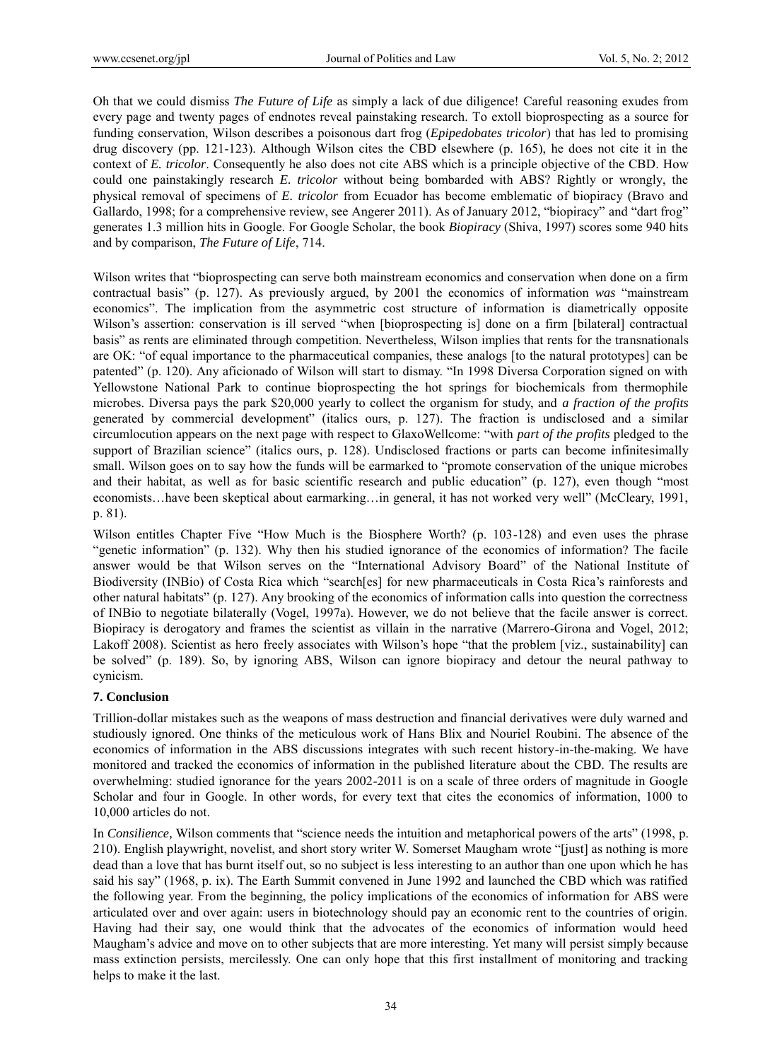Oh that we could dismiss *The Future of Life* as simply a lack of due diligence! Careful reasoning exudes from every page and twenty pages of endnotes reveal painstaking research. To extoll bioprospecting as a source for funding conservation, Wilson describes a poisonous dart frog (*Epipedobates tricolor*) that has led to promising drug discovery (pp. 121-123). Although Wilson cites the CBD elsewhere (p. 165), he does not cite it in the context of *E. tricolor*. Consequently he also does not cite ABS which is a principle objective of the CBD. How could one painstakingly research *E. tricolor* without being bombarded with ABS? Rightly or wrongly, the physical removal of specimens of *E. tricolor* from Ecuador has become emblematic of biopiracy (Bravo and Gallardo, 1998; for a comprehensive review, see Angerer 2011). As of January 2012, "biopiracy" and "dart frog" generates 1.3 million hits in Google. For Google Scholar, the book *Biopiracy* (Shiva, 1997) scores some 940 hits and by comparison, *The Future of Life*, 714.

Wilson writes that "bioprospecting can serve both mainstream economics and conservation when done on a firm contractual basis" (p. 127). As previously argued, by 2001 the economics of information *was* "mainstream economics". The implication from the asymmetric cost structure of information is diametrically opposite Wilson's assertion: conservation is ill served "when [bioprospecting is] done on a firm [bilateral] contractual basis" as rents are eliminated through competition. Nevertheless, Wilson implies that rents for the transnationals are OK: "of equal importance to the pharmaceutical companies, these analogs [to the natural prototypes] can be patented" (p. 120). Any aficionado of Wilson will start to dismay. "In 1998 Diversa Corporation signed on with Yellowstone National Park to continue bioprospecting the hot springs for biochemicals from thermophile microbes. Diversa pays the park $20,000 yearly to collect the organism for study, and *a fraction of the profits* generated by commercial development" (italics ours, p. 127). The fraction is undisclosed and a similar circumlocution appears on the next page with respect to GlaxoWellcome: "with *part of the profits* pledged to the support of Brazilian science" (italics ours, p. 128). Undisclosed fractions or parts can become infinitesimally small. Wilson goes on to say how the funds will be earmarked to "promote conservation of the unique microbes and their habitat, as well as for basic scientific research and public education" (p. 127), even though "most economists…have been skeptical about earmarking…in general, it has not worked very well" (McCleary, 1991, p. 81).

Wilson entitles Chapter Five "How Much is the Biosphere Worth? (p. 103-128) and even uses the phrase "genetic information" (p. 132). Why then his studied ignorance of the economics of information? The facile answer would be that Wilson serves on the "International Advisory Board" of the National Institute of Biodiversity (INBio) of Costa Rica which "search[es] for new pharmaceuticals in Costa Rica's rainforests and other natural habitats" (p. 127). Any brooking of the economics of information calls into question the correctness of INBio to negotiate bilaterally (Vogel, 1997a). However, we do not believe that the facile answer is correct. Biopiracy is derogatory and frames the scientist as villain in the narrative (Marrero-Girona and Vogel, 2012; Lakoff 2008). Scientist as hero freely associates with Wilson's hope "that the problem [viz., sustainability] can be solved" (p. 189). So, by ignoring ABS, Wilson can ignore biopiracy and detour the neural pathway to cynicism.

## 7. Conclusion

Trillion-dollar mistakes such as the weapons of mass destruction and financial derivatives were duly warned and studiously ignored. One thinks of the meticulous work of Hans Blix and Nouriel Roubini. The absence of the economics of information in the ABS discussions integrates with such recent history-in-the-making. We have monitored and tracked the economics of information in the published literature about the CBD. The results are overwhelming: studied ignorance for the years 2002-2011 is on a scale of three orders of magnitude in Google Scholar and four in Google. In other words, for every text that cites the economics of information, 1000 to 10,000 articles do not.

In *Consilience,* Wilson comments that "science needs the intuition and metaphorical powers of the arts" (1998, p. 210). English playwright, novelist, and short story writer W. Somerset Maugham wrote "[just] as nothing is more dead than a love that has burnt itself out, so no subject is less interesting to an author than one upon which he has said his say" (1968, p. ix). The Earth Summit convened in June 1992 and launched the CBD which was ratified the following year. From the beginning, the policy implications of the economics of information for ABS were articulated over and over again: users in biotechnology should pay an economic rent to the countries of origin. Having had their say, one would think that the advocates of the economics of information would heed Maugham's advice and move on to other subjects that are more interesting. Yet many will persist simply because mass extinction persists, mercilessly. One can only hope that this first installment of monitoring and tracking helps to make it the last.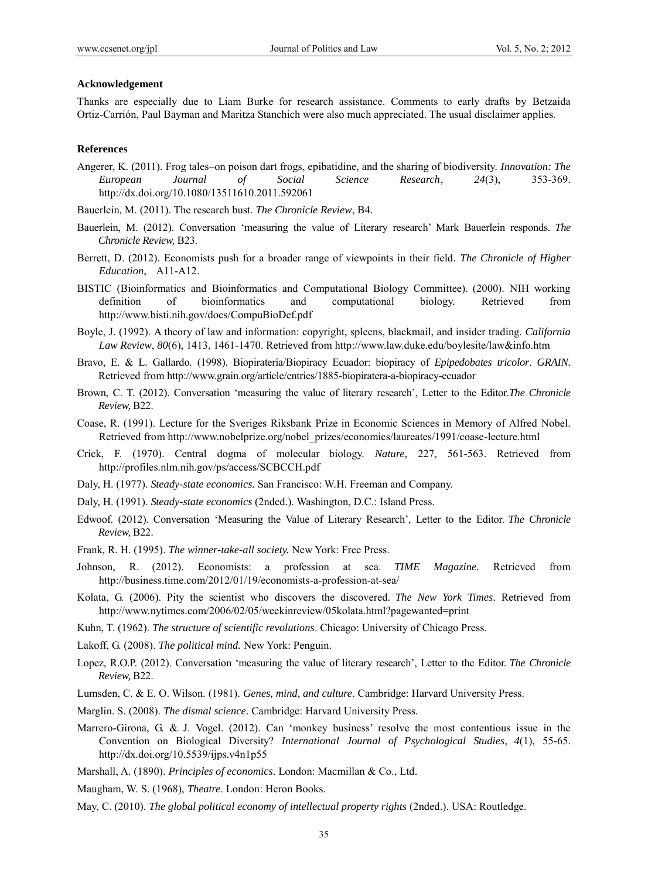**Acknowledgement**

Thanks are especially due to Liam Burke for research assistance. Comments to early drafts by Betzaida Ortiz-Carrión, Paul Bayman and Maritza Stanchich were also much appreciated. The usual disclaimer applies.

**References**

Angerer, K. (2011). Frog tales–on poison dart frogs, epibatidine, and the sharing of biodiversity. *Innovation: The European Journal of Social Science Research*, *24*(3), 353-369. http://dx.doi.org/10.1080/13511610.2011.592061

Bauerlein, M. (2011). The research bust. *The Chronicle Review*, B4.

Bauerlein, M. (2012). Conversation 'measuring the value of Literary research' Mark Bauerlein responds. *The Chronicle Review,* B23.

Berrett, D. (2012). Economists push for a broader range of viewpoints in their field. *The Chronicle of Higher Education*, A11-A12.

BISTIC (Bioinformatics and Bioinformatics and Computational Biology Committee). (2000). NIH working definition of bioinformatics and computational biology. Retrieved from http://www.bisti.nih.gov/docs/CompuBioDef.pdf

Boyle, J. (1992). A theory of law and information: copyright, spleens, blackmail, and insider trading. *California Law Review*, *80*(6), 1413, 1461-1470. Retrieved from http://www.law.duke.edu/boylesite/law&info.htm

Bravo, E. & L. Gallardo. (1998). Biopiratería/Biopiracy Ecuador: biopiracy of *Epipedobates tricolor*. *GRAIN.* Retrieved from http://www.grain.org/article/entries/1885-biopiratera-a-biopiracy-ecuador

Brown, C. T. (2012). Conversation 'measuring the value of literary research', Letter to the Editor.*The Chronicle Review,* B22.

Coase, R. (1991). Lecture for the Sveriges Riksbank Prize in Economic Sciences in Memory of Alfred Nobel. Retrieved from http://www.nobelprize.org/nobel_prizes/economics/laureates/1991/coase-lecture.html

Crick, F. (1970). Central dogma of molecular biology. *Nature,* 227, 561-563. Retrieved from http://profiles.nlm.nih.gov/ps/access/SCBCCH.pdf

Daly, H. (1977). *Steady-state economics.* San Francisco: W.H. Freeman and Company.

Daly, H. (1991). *Steady-state economics* (2nded.). Washington, D.C.: Island Press.

Edwoof. (2012). Conversation 'Measuring the Value of Literary Research', Letter to the Editor. *The Chronicle Review,* B22.

Frank, R. H. (1995). *The winner-take-all society.* New York: Free Press.

Johnson, R. (2012). Economists: a profession at sea. *TIME Magazine.* Retrieved from http://business.time.com/2012/01/19/economists-a-profession-at-sea/

Kolata, G. (2006). Pity the scientist who discovers the discovered. *The New York Times*. Retrieved from http://www.nytimes.com/2006/02/05/weekinreview/05kolata.html?pagewanted=print

Kuhn, T. (1962). *The structure of scientific revolutions*. Chicago: University of Chicago Press.

Lakoff, G. (2008). *The political mind.* New York: Penguin.

Lopez, R.O.P. (2012). Conversation 'measuring the value of literary research', Letter to the Editor. *The Chronicle Review,* B22.

Lumsden, C. & E. O. Wilson. (1981). *Genes, mind, and culture*. Cambridge: Harvard University Press.

Marglin. S. (2008). *The dismal science*. Cambridge: Harvard University Press.

Marrero-Girona, G. & J. Vogel. (2012). Can 'monkey business' resolve the most contentious issue in the Convention on Biological Diversity? *International Journal of Psychological Studies*, *4*(1), 55-65. http://dx.doi.org/10.5539/ijps.v4n1p55

Marshall, A. (1890). *Principles of economics*. London: Macmillan & Co., Ltd.

Maugham, W. S. (1968), *Theatre*. London: Heron Books.

May, C. (2010). *The global political economy of intellectual property rights* (2nded.). USA: Routledge.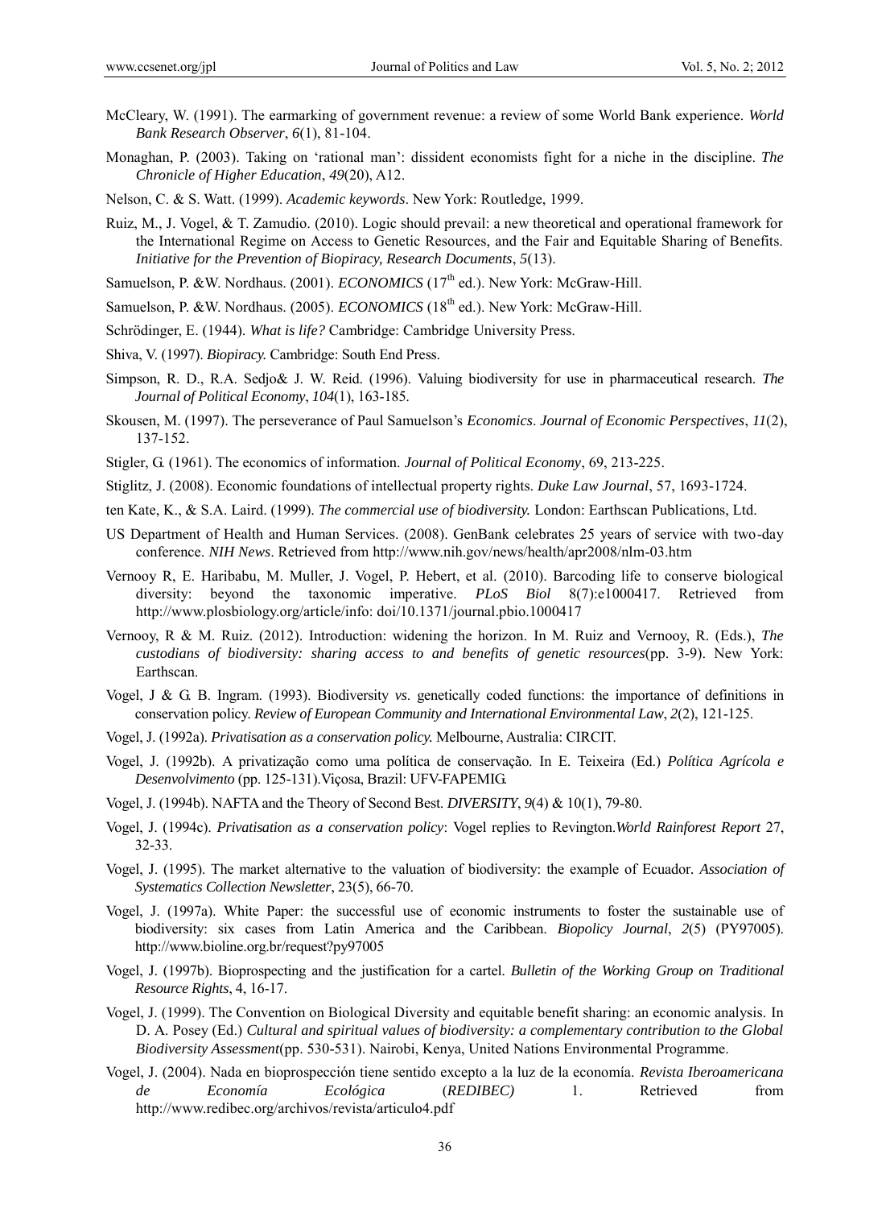McCleary, W. (1991). The earmarking of government revenue: a review of some World Bank experience. *World Bank Research Observer*, *6*(1), 81-104.

Monaghan, P. (2003). Taking on 'rational man': dissident economists fight for a niche in the discipline. *The Chronicle of Higher Education*, *49*(20), A12.

Nelson, C. & S. Watt. (1999). *Academic keywords*. New York: Routledge, 1999.

Ruiz, M., J. Vogel, & T. Zamudio. (2010). Logic should prevail: a new theoretical and operational framework for the International Regime on Access to Genetic Resources, and the Fair and Equitable Sharing of Benefits. *Initiative for the Prevention of Biopiracy, Research Documents*, *5*(13).

Samuelson, P. &W. Nordhaus. (2001). *ECONOMICS* (17th ed.). New York: McGraw-Hill.

Samuelson, P. &W. Nordhaus. (2005). *ECONOMICS* (18th ed.). New York: McGraw-Hill.

Schrödinger, E. (1944). *What is life?* Cambridge: Cambridge University Press.

Shiva, V. (1997). *Biopiracy.* Cambridge: South End Press.

Simpson, R. D., R.A. Sedjo& J. W. Reid. (1996). Valuing biodiversity for use in pharmaceutical research. *The Journal of Political Economy*, *104*(1), 163-185.

Skousen, M. (1997). The perseverance of Paul Samuelson's *Economics*. *Journal of Economic Perspectives*, *11*(2), 137-152.

Stigler, G. (1961). The economics of information. *Journal of Political Economy*, 69, 213-225.

Stiglitz, J. (2008). Economic foundations of intellectual property rights. *Duke Law Journal*, 57, 1693-1724.

ten Kate, K., & S.A. Laird. (1999). *The commercial use of biodiversity.* London: Earthscan Publications, Ltd.

US Department of Health and Human Services. (2008). GenBank celebrates 25 years of service with two-day conference. *NIH News*. Retrieved from http://www.nih.gov/news/health/apr2008/nlm-03.htm

Vernooy R, E. Haribabu, M. Muller, J. Vogel, P. Hebert, et al. (2010). Barcoding life to conserve biological diversity: beyond the taxonomic imperative. *PLoS Biol* 8(7):e1000417. Retrieved from http://www.plosbiology.org/article/info: doi/10.1371/journal.pbio.1000417

Vernooy, R & M. Ruiz. (2012). Introduction: widening the horizon. In M. Ruiz and Vernooy, R. (Eds.), *The custodians of biodiversity: sharing access to and benefits of genetic resources*(pp. 3-9). New York: Earthscan.

Vogel, J & G. B. Ingram. (1993). Biodiversity *vs.* genetically coded functions: the importance of definitions in conservation policy. *Review of European Community and International Environmental Law*, *2*(2), 121-125.

Vogel, J. (1992a). *Privatisation as a conservation policy.* Melbourne, Australia: CIRCIT.

Vogel, J. (1992b). A privatização como uma política de conservação. In E. Teixeira (Ed.) *Política Agrícola e Desenvolvimento* (pp. 125-131).Viçosa, Brazil: UFV-FAPEMIG.

Vogel, J. (1994b). NAFTA and the Theory of Second Best. *DIVERSITY*, *9*(4) & 10(1), 79-80.

Vogel, J. (1994c). *Privatisation as a conservation policy*: Vogel replies to Revington.*World Rainforest Report* 27, 32-33.

Vogel, J. (1995). The market alternative to the valuation of biodiversity: the example of Ecuador. *Association of Systematics Collection Newsletter*, 23(5), 66-70.

Vogel, J. (1997a). White Paper: the successful use of economic instruments to foster the sustainable use of biodiversity: six cases from Latin America and the Caribbean. *Biopolicy Journal*, *2*(5) (PY97005). http://www.bioline.org.br/request?py97005

Vogel, J. (1997b). Bioprospecting and the justification for a cartel. *Bulletin of the Working Group on Traditional Resource Rights*, 4, 16-17.

Vogel, J. (1999). The Convention on Biological Diversity and equitable benefit sharing: an economic analysis. In D. A. Posey (Ed.) *Cultural and spiritual values of biodiversity: a complementary contribution to the Global Biodiversity Assessment*(pp. 530-531). Nairobi, Kenya, United Nations Environmental Programme.

Vogel, J. (2004). Nada en bioprospección tiene sentido excepto a la luz de la economía. *Revista Iberoamericana de Economía Ecológica* (*REDIBEC)* 1. Retrieved from http://www.redibec.org/archivos/revista/articulo4.pdf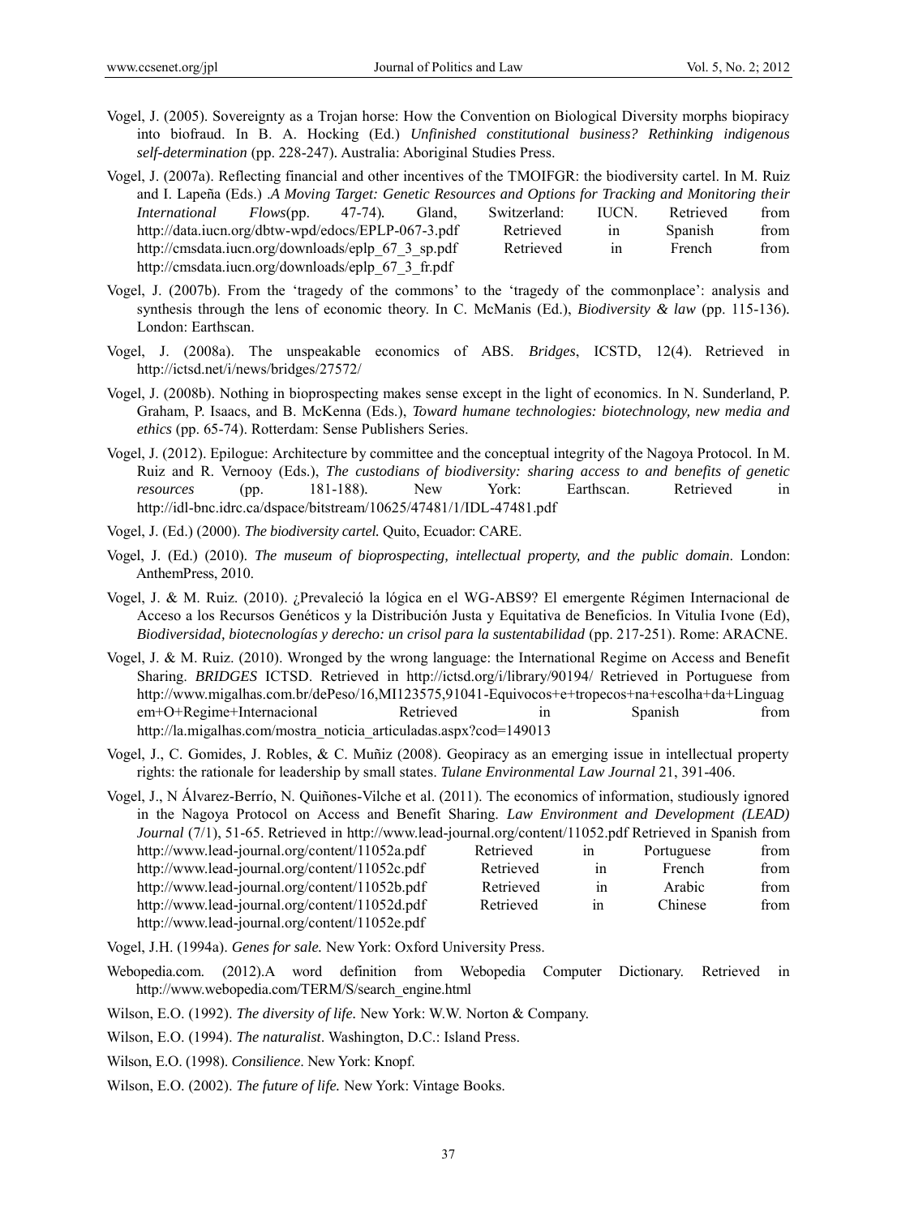Vogel, J. (2005). Sovereignty as a Trojan horse: How the Convention on Biological Diversity morphs biopiracy into biofraud. In B. A. Hocking (Ed.) *Unfinished constitutional business? Rethinking indigenous self-determination* (pp. 228-247). Australia: Aboriginal Studies Press.

Vogel, J. (2007a). Reflecting financial and other incentives of the TMOIFGR: the biodiversity cartel. In M. Ruiz and I. Lapeña (Eds.) .*A Moving Target: Genetic Resources and Options for Tracking and Monitoring their International Flows*(pp. 47-74). Gland, Switzerland: IUCN. Retrieved from http://data.iucn.org/dbtw-wpd/edocs/EPLP-067-3.pdf Retrieved in Spanish from http://cmsdata.iucn.org/downloads/eplp_67_3_sp.pdf Retrieved in French from http://cmsdata.iucn.org/downloads/eplp_67_3_fr.pdf

Vogel, J. (2007b). From the 'tragedy of the commons' to the 'tragedy of the commonplace': analysis and synthesis through the lens of economic theory. In C. McManis (Ed.), *Biodiversity & law* (pp. 115-136). London: Earthscan.

Vogel, J. (2008a). The unspeakable economics of ABS. *Bridges*, ICSTD, 12(4). Retrieved in http://ictsd.net/i/news/bridges/27572/

Vogel, J. (2008b). Nothing in bioprospecting makes sense except in the light of economics. In N. Sunderland, P. Graham, P. Isaacs, and B. McKenna (Eds.), *Toward humane technologies: biotechnology, new media and ethics* (pp. 65-74). Rotterdam: Sense Publishers Series.

Vogel, J. (2012). Epilogue: Architecture by committee and the conceptual integrity of the Nagoya Protocol. In M. Ruiz and R. Vernooy (Eds.), *The custodians of biodiversity: sharing access to and benefits of genetic resources* (pp. 181-188). New York: Earthscan. Retrieved in http://idl-bnc.idrc.ca/dspace/bitstream/10625/47481/1/IDL-47481.pdf

Vogel, J. (Ed.) (2000). *The biodiversity cartel.* Quito, Ecuador: CARE.

Vogel, J. (Ed.) (2010). *The museum of bioprospecting, intellectual property, and the public domain*. London: AnthemPress, 2010.

Vogel, J. & M. Ruiz. (2010). ¿Prevaleció la lógica en el WG-ABS9? El emergente Régimen Internacional de Acceso a los Recursos Genéticos y la Distribución Justa y Equitativa de Beneficios. In Vitulia Ivone (Ed), *Biodiversidad, biotecnologías y derecho: un crisol para la sustentabilidad* (pp. 217-251). Rome: ARACNE.

Vogel, J. & M. Ruiz. (2010). Wronged by the wrong language: the International Regime on Access and Benefit Sharing. *BRIDGES* ICTSD. Retrieved in http://ictsd.org/i/library/90194/ Retrieved in Portuguese from http://www.migalhas.com.br/dePeso/16,MI123575,91041-Equivocos+e+tropecos+na+escolha+da+Linguagem+O+Regime+Internacional Retrieved in Spanish from http://la.migalhas.com/mostra_noticia_articuladas.aspx?cod=149013

Vogel, J., C. Gomides, J. Robles, & C. Muñiz (2008). Geopiracy as an emerging issue in intellectual property rights: the rationale for leadership by small states. *Tulane Environmental Law Journal* 21, 391-406.

Vogel, J., N Álvarez-Berrío, N. Quiñones-Vilche et al. (2011). The economics of information, studiously ignored in the Nagoya Protocol on Access and Benefit Sharing. *Law Environment and Development (LEAD) Journal* (7/1), 51-65. Retrieved in http://www.lead-journal.org/content/11052.pdf Retrieved in Spanish from http://www.lead-journal.org/content/11052a.pdf Retrieved in Portuguese from http://www.lead-journal.org/content/11052c.pdf Retrieved in French from http://www.lead-journal.org/content/11052b.pdf Retrieved in Arabic from http://www.lead-journal.org/content/11052d.pdf Retrieved in Chinese from http://www.lead-journal.org/content/11052e.pdf

Vogel, J.H. (1994a). *Genes for sale.* New York: Oxford University Press.

Webopedia.com. (2012).A word definition from Webopedia Computer Dictionary. Retrieved in http://www.webopedia.com/TERM/S/search_engine.html

Wilson, E.O. (1992). *The diversity of life.* New York: W.W. Norton & Company.

Wilson, E.O. (1994). *The naturalist*. Washington, D.C.: Island Press.

Wilson, E.O. (1998). *Consilience*. New York: Knopf.

Wilson, E.O. (2002). *The future of life.* New York: Vintage Books.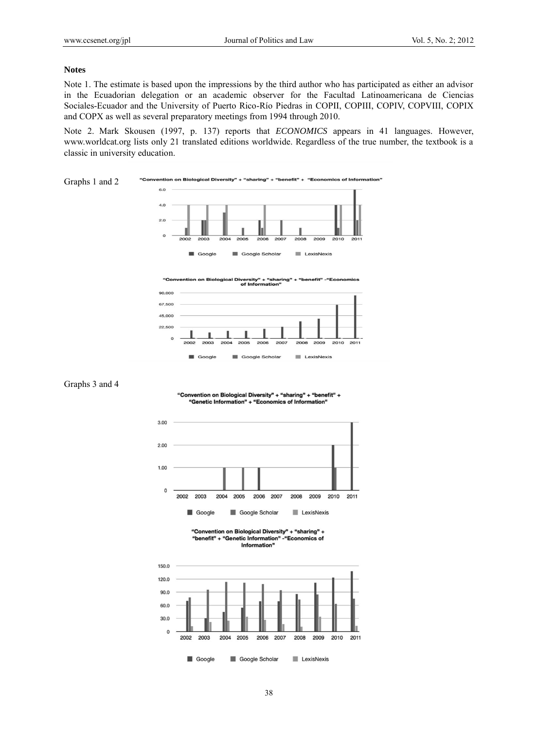## Notes

Note 1. The estimate is based upon the impressions by the third author who has participated as either an advisor in the Ecuadorian delegation or an academic observer for the Facultad Latinoamericana de Ciencias Sociales-Ecuador and the University of Puerto Rico-Río Piedras in COPII, COPIII, COPIV, COPVIII, COPIX and COPX as well as several preparatory meetings from 1994 through 2010.

Note 2. Mark Skousen (1997, p. 137) reports that *ECONOMICS* appears in 41 languages. However, www.worldcat.org lists only 21 translated editions worldwide. Regardless of the true number, the textbook is a classic in university education.

Graphs 1 and 2

"Convention on Biological Diversity" + "sharing" + "benefit" + "Economics of Information"

"Convention on Biological Diversity" + "sharing" + "benefit" -"Economics of Information"

Graphs 3 and 4

"Convention on Biological Diversity" + "sharing" + "benefit" + "Genetic Information" + "Economics of Information"

"Convention on Biological Diversity" + "sharing" + "benefit" + "Genetic Information" -"Economics of Information"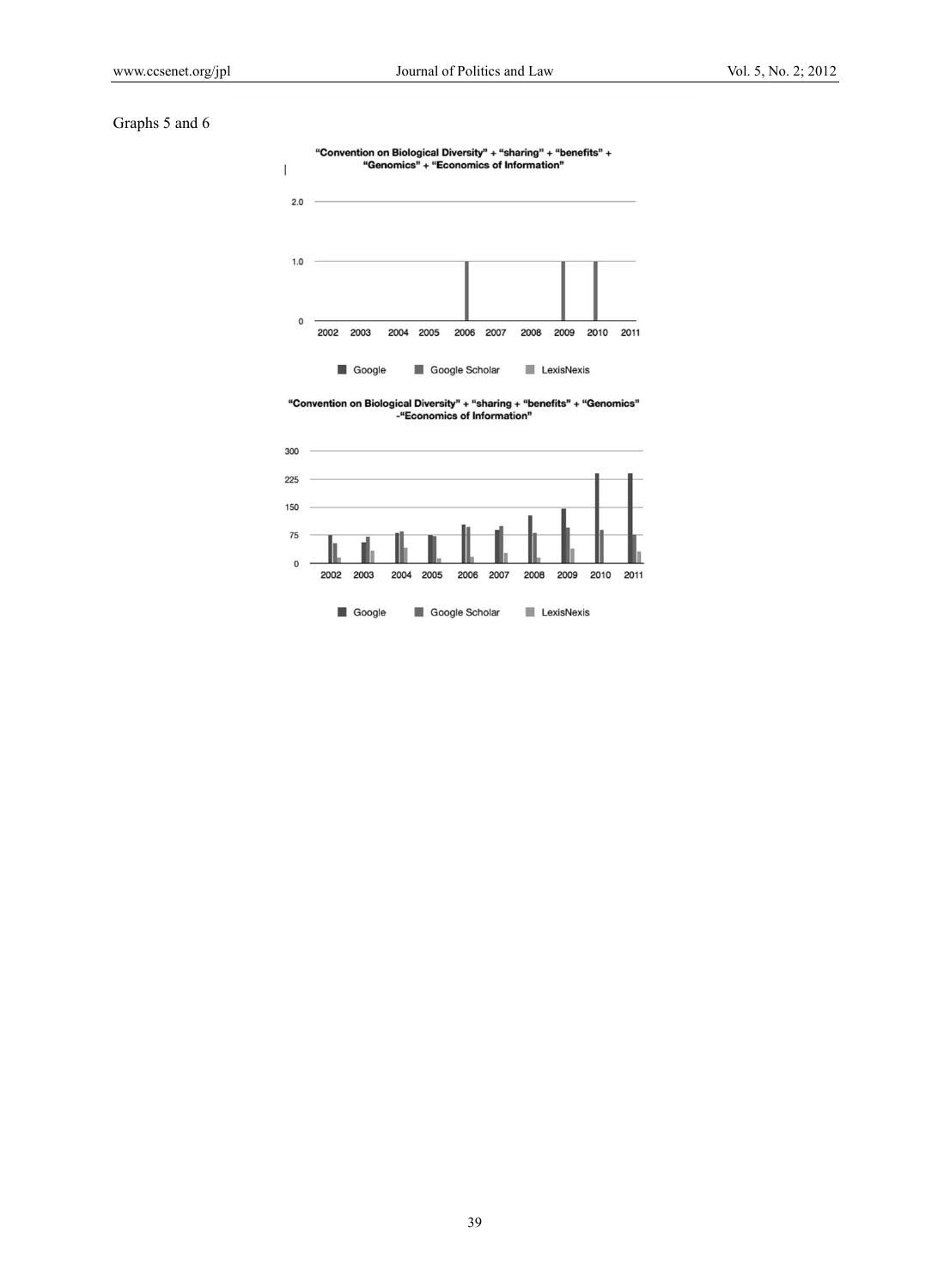Graphs 5 and 6

"Convention on Biological Diversity" + "sharing" + "benefits" + "Genomics" + "Economics of Information"

2.0
1.0
0

2002 2003 2004 2005 2006 2007 2008 2009 2010 2011

Google Google Scholar LexisNexis

"Convention on Biological Diversity" + "sharing + "benefits" + "Genomics" -"Economics of Information"

300
225
150
75
0

2002 2003 2004 2005 2006 2007 2008 2009 2010 2011

Google Google Scholar LexisNexis